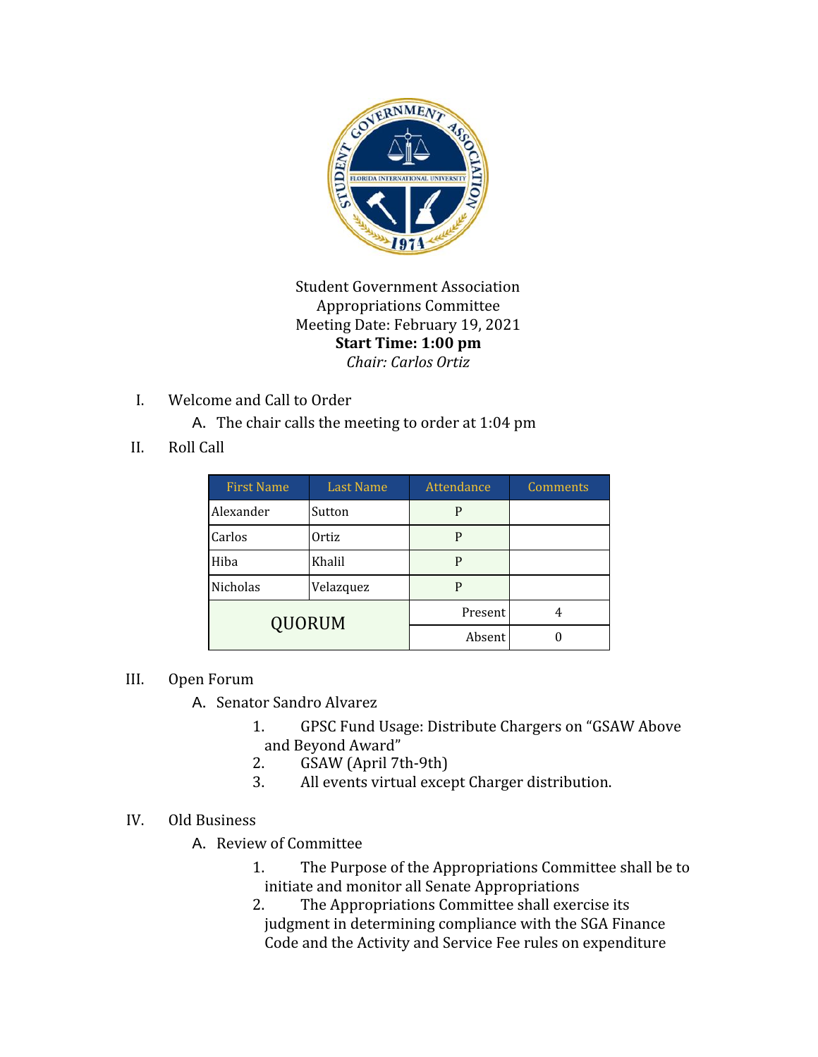Student Government Association
Appropriations Committee
Meeting Date: February 19, 2021
**Start Time: 1:00 pm**
*Chair: Carlos Ortiz*

I. Welcome and Call to Order
   A. The chair calls the meeting to order at 1:04 pm

II. Roll Call

| First Name | Last Name | Attendance | Comments |
|---|---|---|---|
| Alexander | Sutton | P | |
| Carlos | Ortiz | P | |
| Hiba | Khalil | P | |
| Nicholas | Velazquez | P | |
| QUORUM | | Present | 4 |
| | | Absent | 0 |

III. Open Forum
   A. Senator Sandro Alvarez
      1. GPSC Fund Usage: Distribute Chargers on "GSAW Above and Beyond Award"
      2. GSAW (April 7th-9th)
      3. All events virtual except Charger distribution.

IV. Old Business
   A. Review of Committee
      1. The Purpose of the Appropriations Committee shall be to initiate and monitor all Senate Appropriations
      2. The Appropriations Committee shall exercise its judgment in determining compliance with the SGA Finance Code and the Activity and Service Fee rules on expenditure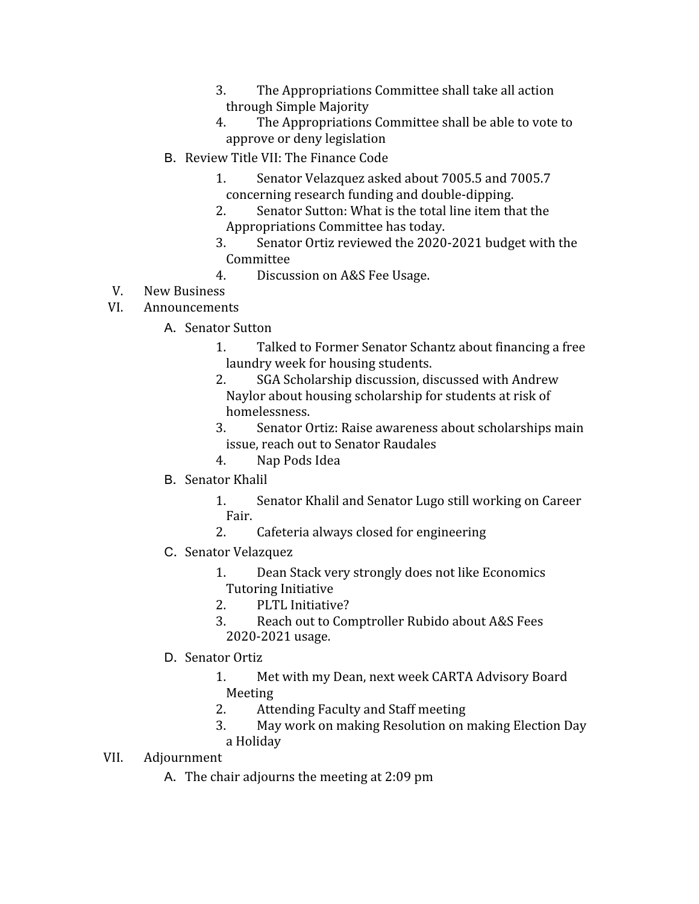3. The Appropriations Committee shall take all action through Simple Majority
4. The Appropriations Committee shall be able to vote to approve or deny legislation

B. Review Title VII: The Finance Code
   1. Senator Velazquez asked about 7005.5 and 7005.7 concerning research funding and double-dipping.
   2. Senator Sutton: What is the total line item that the Appropriations Committee has today.
   3. Senator Ortiz reviewed the 2020-2021 budget with the Committee
   4. Discussion on A&S Fee Usage.

V. New Business

VI. Announcements

A. Senator Sutton
   1. Talked to Former Senator Schantz about financing a free laundry week for housing students.
   2. SGA Scholarship discussion, discussed with Andrew Naylor about housing scholarship for students at risk of homelessness.
   3. Senator Ortiz: Raise awareness about scholarships main issue, reach out to Senator Raudales
   4. Nap Pods Idea

B. Senator Khalil
   1. Senator Khalil and Senator Lugo still working on Career Fair.
   2. Cafeteria always closed for engineering

C. Senator Velazquez
   1. Dean Stack very strongly does not like Economics Tutoring Initiative
   2. PLTL Initiative?
   3. Reach out to Comptroller Rubido about A&S Fees 2020-2021 usage.

D. Senator Ortiz
   1. Met with my Dean, next week CARTA Advisory Board Meeting
   2. Attending Faculty and Staff meeting
   3. May work on making Resolution on making Election Day a Holiday

VII. Adjournment

A. The chair adjourns the meeting at 2:09 pm